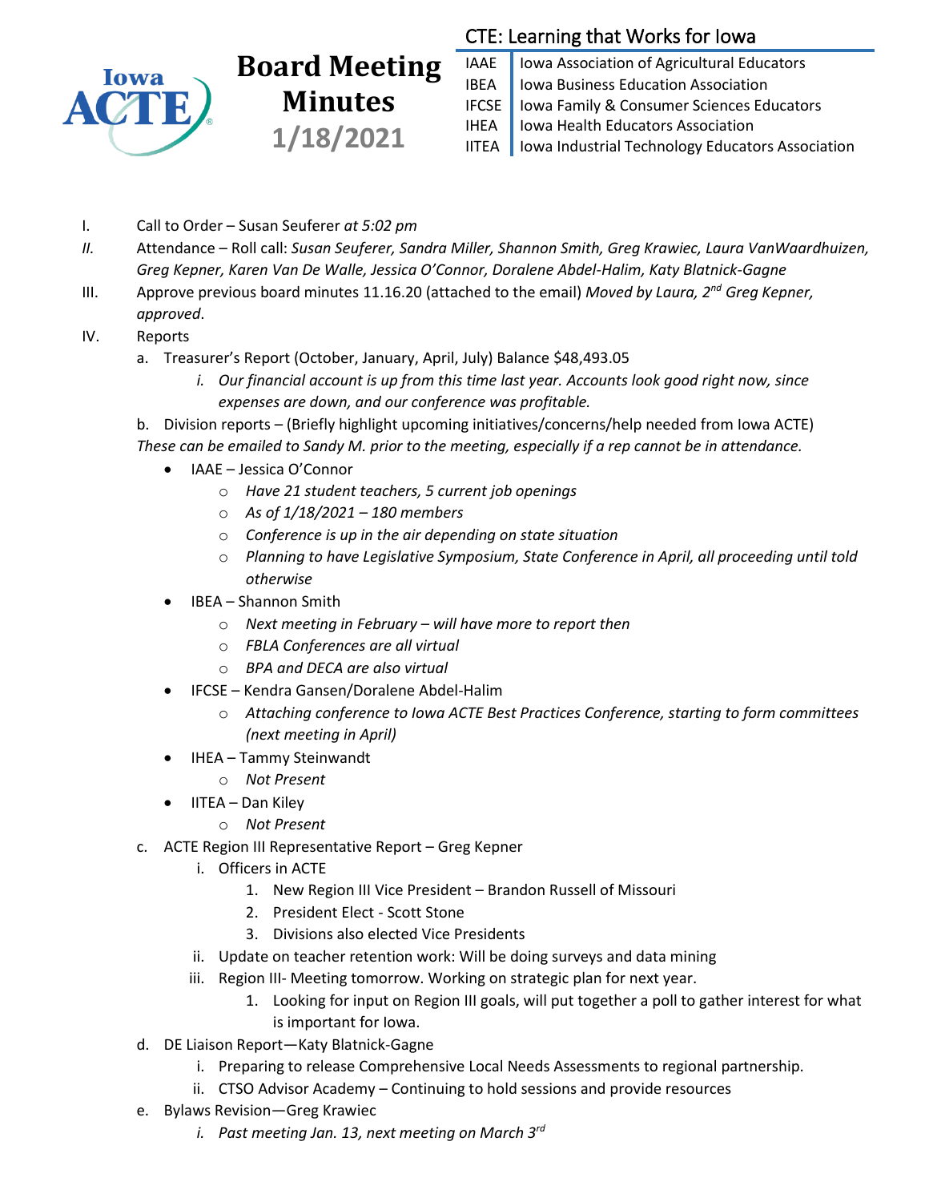Iowa ACTE

# Board Meeting Minutes

## 1/18/2021

**CTE: Learning that Works for Iowa**

| | |
|---|---|
| IAAE | Iowa Association of Agricultural Educators |
| IBEA | Iowa Business Education Association |
| IFCSE | Iowa Family & Consumer Sciences Educators |
| IHEA | Iowa Health Educators Association |
| IITEA | Iowa Industrial Technology Educators Association |

I. Call to Order – Susan Seuferer *at 5:02 pm*

*II.* Attendance – Roll call: *Susan Seuferer, Sandra Miller, Shannon Smith, Greg Krawiec, Laura VanWaardhuizen, Greg Kepner, Karen Van De Walle, Jessica O'Connor, Doralene Abdel-Halim, Katy Blatnick-Gagne*

III. Approve previous board minutes 11.16.20 (attached to the email) *Moved by Laura, 2nd Greg Kepner, approved*.

IV. Reports

a. Treasurer's Report (October, January, April, July) Balance $48,493.05

*i. Our financial account is up from this time last year. Accounts look good right now, since expenses are down, and our conference was profitable.*

b. Division reports – (Briefly highlight upcoming initiatives/concerns/help needed from Iowa ACTE)
*These can be emailed to Sandy M. prior to the meeting, especially if a rep cannot be in attendance.*

- IAAE – Jessica O'Connor
  - *Have 21 student teachers, 5 current job openings*
  - *As of 1/18/2021 – 180 members*
  - *Conference is up in the air depending on state situation*
  - *Planning to have Legislative Symposium, State Conference in April, all proceeding until told otherwise*
- IBEA – Shannon Smith
  - *Next meeting in February – will have more to report then*
  - *FBLA Conferences are all virtual*
  - *BPA and DECA are also virtual*
- IFCSE – Kendra Gansen/Doralene Abdel-Halim
  - *Attaching conference to Iowa ACTE Best Practices Conference, starting to form committees (next meeting in April)*
- IHEA – Tammy Steinwandt
  - *Not Present*
- IITEA – Dan Kiley
  - *Not Present*

c. ACTE Region III Representative Report – Greg Kepner

i. Officers in ACTE
   1. New Region III Vice President – Brandon Russell of Missouri
   2. President Elect - Scott Stone
   3. Divisions also elected Vice Presidents

ii. Update on teacher retention work: Will be doing surveys and data mining

iii. Region III- Meeting tomorrow. Working on strategic plan for next year.
   1. Looking for input on Region III goals, will put together a poll to gather interest for what is important for Iowa.

d. DE Liaison Report—Katy Blatnick-Gagne

i. Preparing to release Comprehensive Local Needs Assessments to regional partnership.

ii. CTSO Advisor Academy – Continuing to hold sessions and provide resources

e. Bylaws Revision—Greg Krawiec

*i. Past meeting Jan. 13, next meeting on March 3rd*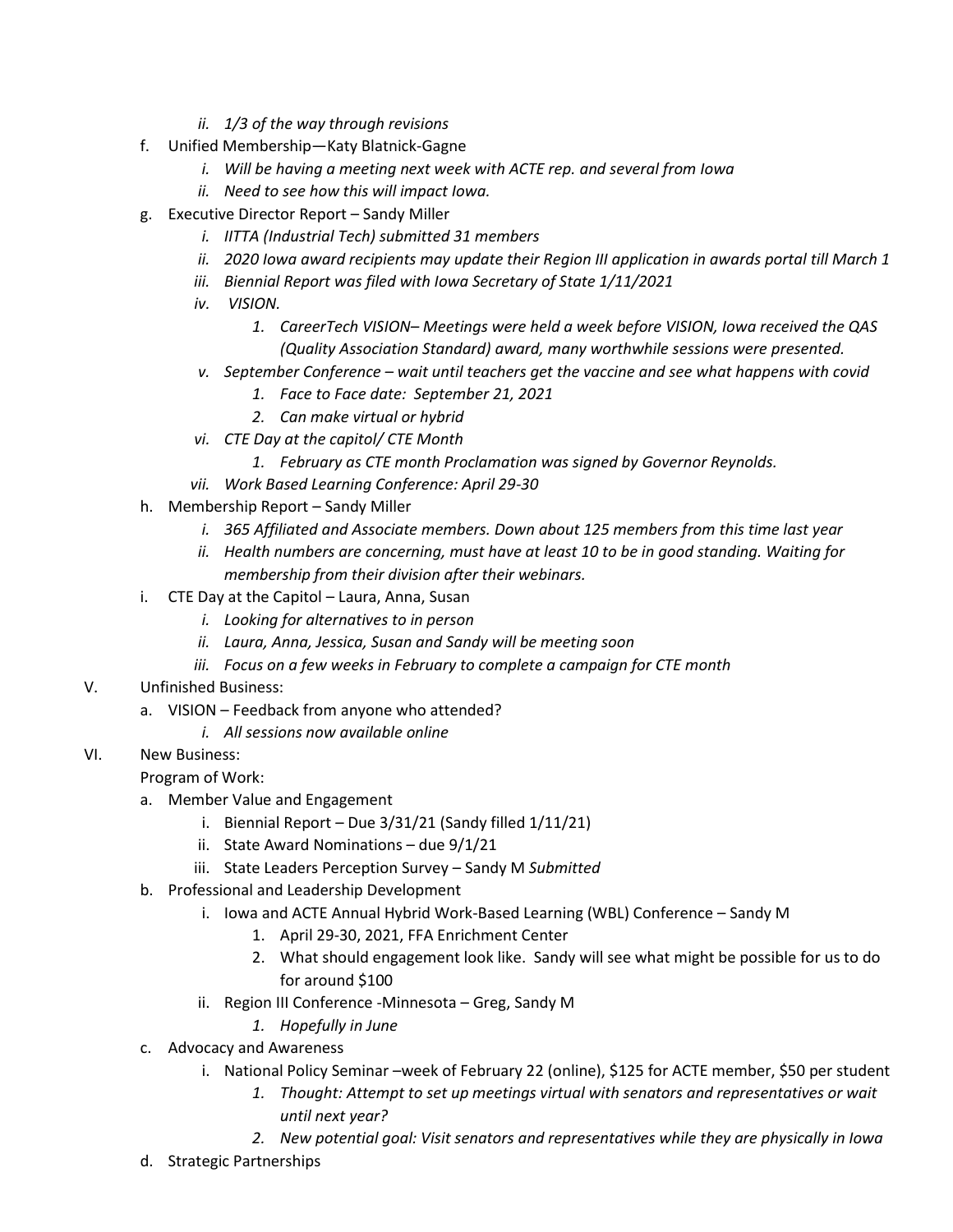ii. *1/3 of the way through revisions*

   f. Unified Membership—Katy Blatnick-Gagne
      i. *Will be having a meeting next week with ACTE rep. and several from Iowa*
      ii. *Need to see how this will impact Iowa.*

   g. Executive Director Report – Sandy Miller
      i. *IITTA (Industrial Tech) submitted 31 members*
      ii. *2020 Iowa award recipients may update their Region III application in awards portal till March 1*
      iii. *Biennial Report was filed with Iowa Secretary of State 1/11/2021*
      iv. *VISION.*
         1. *CareerTech VISION– Meetings were held a week before VISION, Iowa received the QAS (Quality Association Standard) award, many worthwhile sessions were presented.*
      v. *September Conference – wait until teachers get the vaccine and see what happens with covid*
         1. *Face to Face date: September 21, 2021*
         2. *Can make virtual or hybrid*
      vi. *CTE Day at the capitol/ CTE Month*
         1. *February as CTE month Proclamation was signed by Governor Reynolds.*
      vii. *Work Based Learning Conference: April 29-30*

   h. Membership Report – Sandy Miller
      i. *365 Affiliated and Associate members. Down about 125 members from this time last year*
      ii. *Health numbers are concerning, must have at least 10 to be in good standing. Waiting for membership from their division after their webinars.*

   i. CTE Day at the Capitol – Laura, Anna, Susan
      i. *Looking for alternatives to in person*
      ii. *Laura, Anna, Jessica, Susan and Sandy will be meeting soon*
      iii. *Focus on a few weeks in February to complete a campaign for CTE month*

V. Unfinished Business:
   a. VISION – Feedback from anyone who attended?
      i. *All sessions now available online*

VI. New Business:

   Program of Work:

   a. Member Value and Engagement
      i. Biennial Report – Due 3/31/21 (Sandy filled 1/11/21)
      ii. State Award Nominations – due 9/1/21
      iii. State Leaders Perception Survey – Sandy M *Submitted*

   b. Professional and Leadership Development
      i. Iowa and ACTE Annual Hybrid Work-Based Learning (WBL) Conference – Sandy M
         1. April 29-30, 2021, FFA Enrichment Center
         2. What should engagement look like. Sandy will see what might be possible for us to do for around $100
      ii. Region III Conference -Minnesota – Greg, Sandy M
         1. *Hopefully in June*

   c. Advocacy and Awareness
      i. National Policy Seminar –week of February 22 (online), $125 for ACTE member, $50 per student
         1. *Thought: Attempt to set up meetings virtual with senators and representatives or wait until next year?*
         2. *New potential goal: Visit senators and representatives while they are physically in Iowa*

   d. Strategic Partnerships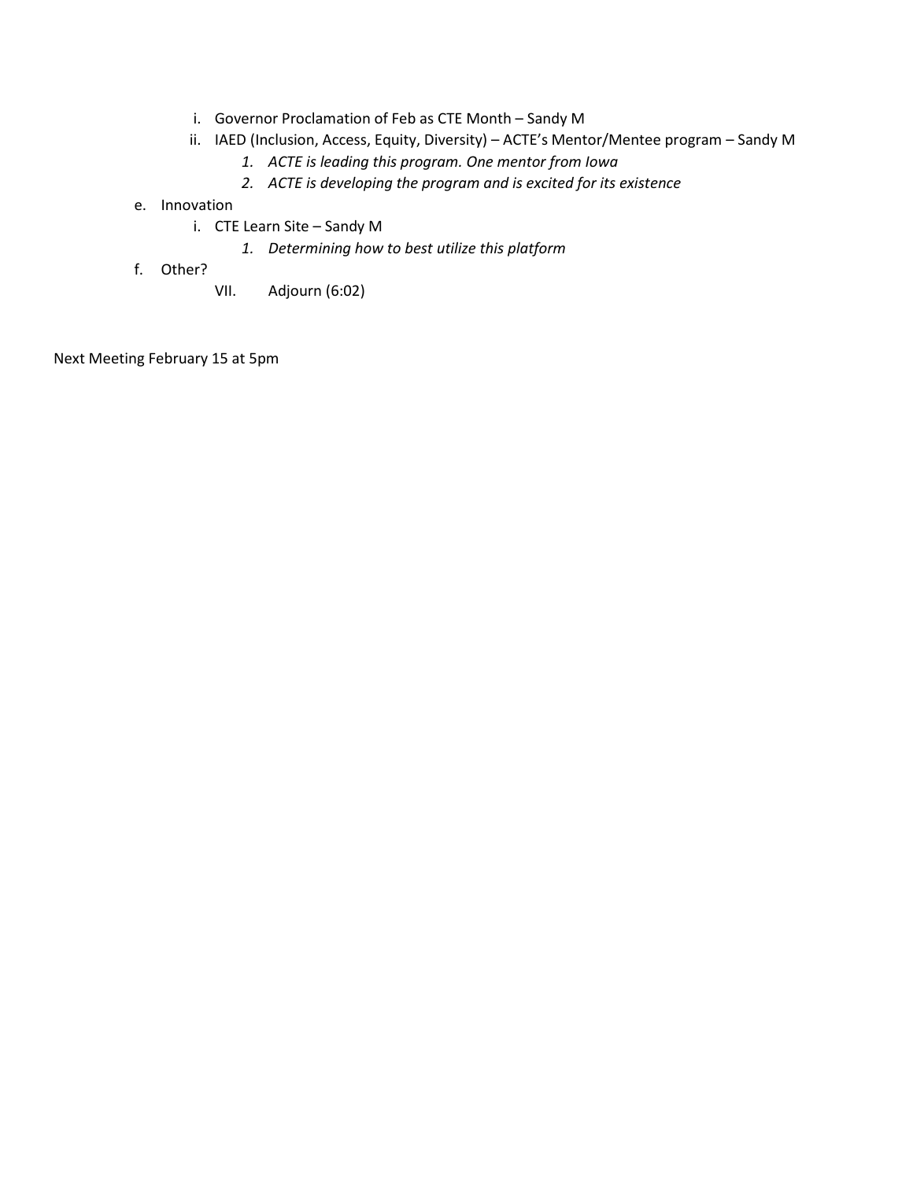i. Governor Proclamation of Feb as CTE Month – Sandy M
ii. IAED (Inclusion, Access, Equity, Diversity) – ACTE's Mentor/Mentee program – Sandy M
    1. *ACTE is leading this program. One mentor from Iowa*
    2. *ACTE is developing the program and is excited for its existence*

e. Innovation
    i. CTE Learn Site – Sandy M
        1. *Determining how to best utilize this platform*

f. Other?

VII. Adjourn (6:02)

Next Meeting February 15 at 5pm